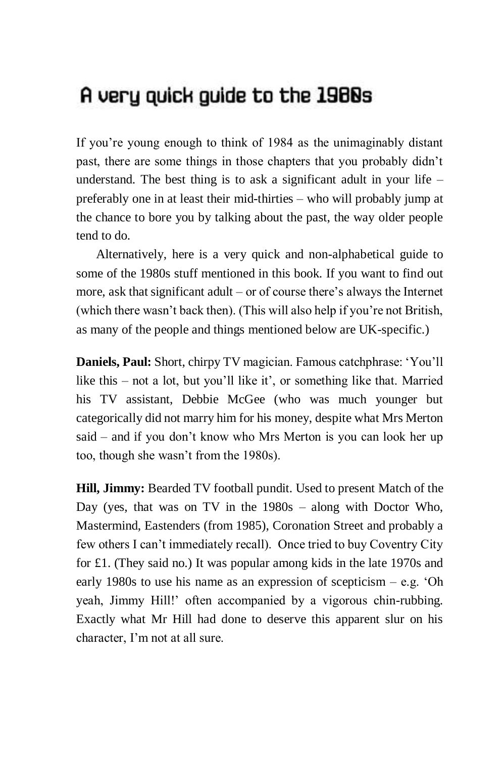# A very quick guide to the 1980s

If you're young enough to think of 1984 as the unimaginably distant past, there are some things in those chapters that you probably didn't understand. The best thing is to ask a significant adult in your life – preferably one in at least their mid-thirties – who will probably jump at the chance to bore you by talking about the past, the way older people tend to do.

Alternatively, here is a very quick and non-alphabetical guide to some of the 1980s stuff mentioned in this book. If you want to find out more, ask that significant adult – or of course there's always the Internet (which there wasn't back then). (This will also help if you're not British, as many of the people and things mentioned below are UK-specific.)

**Daniels, Paul:** Short, chirpy TV magician. Famous catchphrase: 'You'll like this – not a lot, but you'll like it', or something like that. Married his TV assistant, Debbie McGee (who was much younger but categorically did not marry him for his money, despite what Mrs Merton said – and if you don't know who Mrs Merton is you can look her up too, though she wasn't from the 1980s).

**Hill, Jimmy:** Bearded TV football pundit. Used to present Match of the Day (yes, that was on TV in the 1980s – along with Doctor Who, Mastermind, Eastenders (from 1985), Coronation Street and probably a few others I can't immediately recall). Once tried to buy Coventry City for £1. (They said no.) It was popular among kids in the late 1970s and early 1980s to use his name as an expression of scepticism – e.g. 'Oh yeah, Jimmy Hill!' often accompanied by a vigorous chin-rubbing. Exactly what Mr Hill had done to deserve this apparent slur on his character, I'm not at all sure.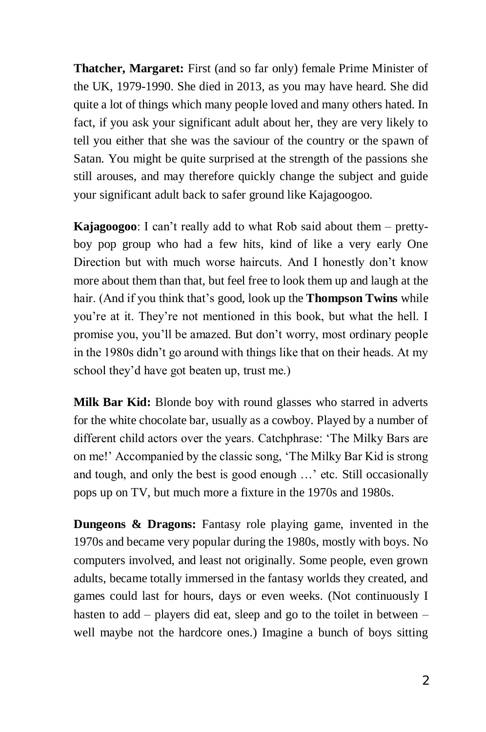**Thatcher, Margaret:** First (and so far only) female Prime Minister of the UK, 1979-1990. She died in 2013, as you may have heard. She did quite a lot of things which many people loved and many others hated. In fact, if you ask your significant adult about her, they are very likely to tell you either that she was the saviour of the country or the spawn of Satan. You might be quite surprised at the strength of the passions she still arouses, and may therefore quickly change the subject and guide your significant adult back to safer ground like Kajagoogoo.

**Kajagoogoo**: I can't really add to what Rob said about them – pretty-boy pop group who had a few hits, kind of like a very early One Direction but with much worse haircuts. And I honestly don't know more about them than that, but feel free to look them up and laugh at the hair. (And if you think that's good, look up the **Thompson Twins** while you're at it. They're not mentioned in this book, but what the hell. I promise you, you'll be amazed. But don't worry, most ordinary people in the 1980s didn't go around with things like that on their heads. At my school they'd have got beaten up, trust me.)

**Milk Bar Kid:** Blonde boy with round glasses who starred in adverts for the white chocolate bar, usually as a cowboy. Played by a number of different child actors over the years. Catchphrase: 'The Milky Bars are on me!' Accompanied by the classic song, 'The Milky Bar Kid is strong and tough, and only the best is good enough …' etc. Still occasionally pops up on TV, but much more a fixture in the 1970s and 1980s.

**Dungeons & Dragons:** Fantasy role playing game, invented in the 1970s and became very popular during the 1980s, mostly with boys. No computers involved, and least not originally. Some people, even grown adults, became totally immersed in the fantasy worlds they created, and games could last for hours, days or even weeks. (Not continuously I hasten to add – players did eat, sleep and go to the toilet in between – well maybe not the hardcore ones.) Imagine a bunch of boys sitting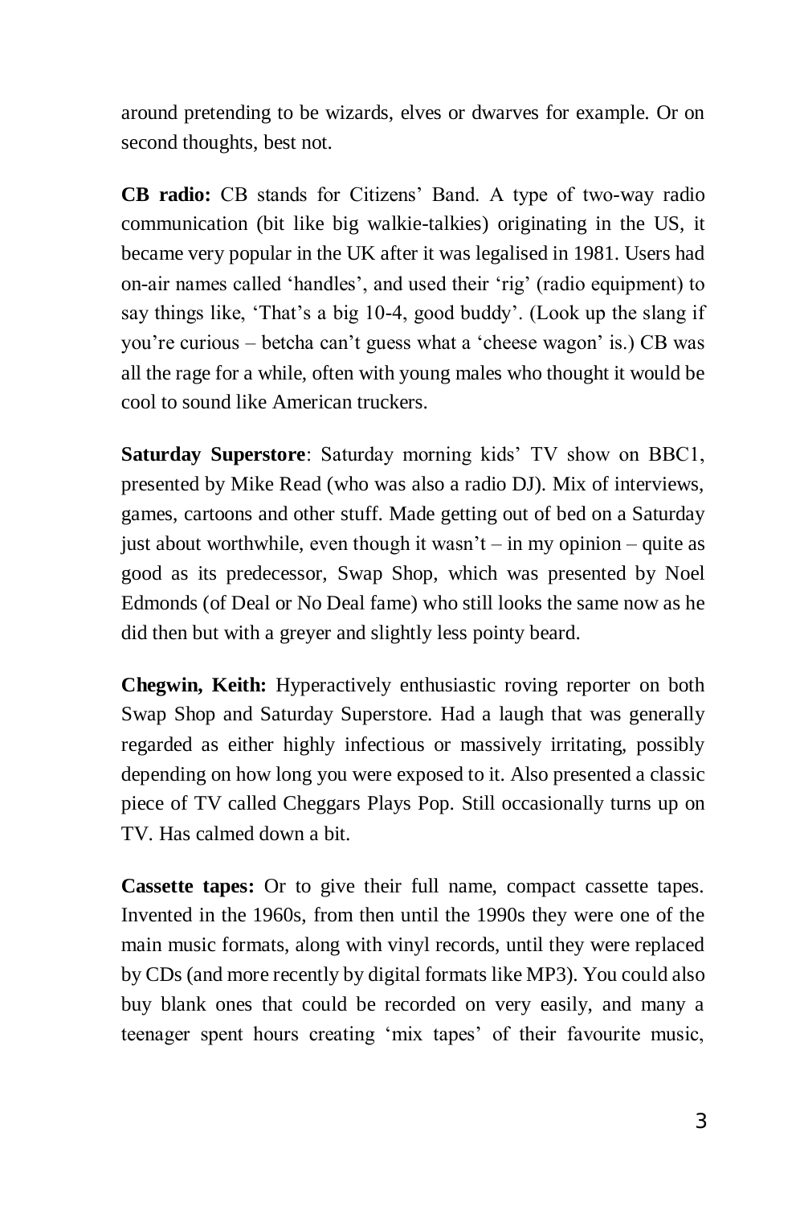around pretending to be wizards, elves or dwarves for example. Or on second thoughts, best not.

**CB radio:** CB stands for Citizens' Band. A type of two-way radio communication (bit like big walkie-talkies) originating in the US, it became very popular in the UK after it was legalised in 1981. Users had on-air names called 'handles', and used their 'rig' (radio equipment) to say things like, 'That's a big 10-4, good buddy'. (Look up the slang if you're curious – betcha can't guess what a 'cheese wagon' is.) CB was all the rage for a while, often with young males who thought it would be cool to sound like American truckers.

**Saturday Superstore**: Saturday morning kids' TV show on BBC1, presented by Mike Read (who was also a radio DJ). Mix of interviews, games, cartoons and other stuff. Made getting out of bed on a Saturday just about worthwhile, even though it wasn't – in my opinion – quite as good as its predecessor, Swap Shop, which was presented by Noel Edmonds (of Deal or No Deal fame) who still looks the same now as he did then but with a greyer and slightly less pointy beard.

**Chegwin, Keith:** Hyperactively enthusiastic roving reporter on both Swap Shop and Saturday Superstore. Had a laugh that was generally regarded as either highly infectious or massively irritating, possibly depending on how long you were exposed to it. Also presented a classic piece of TV called Cheggars Plays Pop. Still occasionally turns up on TV. Has calmed down a bit.

**Cassette tapes:** Or to give their full name, compact cassette tapes. Invented in the 1960s, from then until the 1990s they were one of the main music formats, along with vinyl records, until they were replaced by CDs (and more recently by digital formats like MP3). You could also buy blank ones that could be recorded on very easily, and many a teenager spent hours creating 'mix tapes' of their favourite music,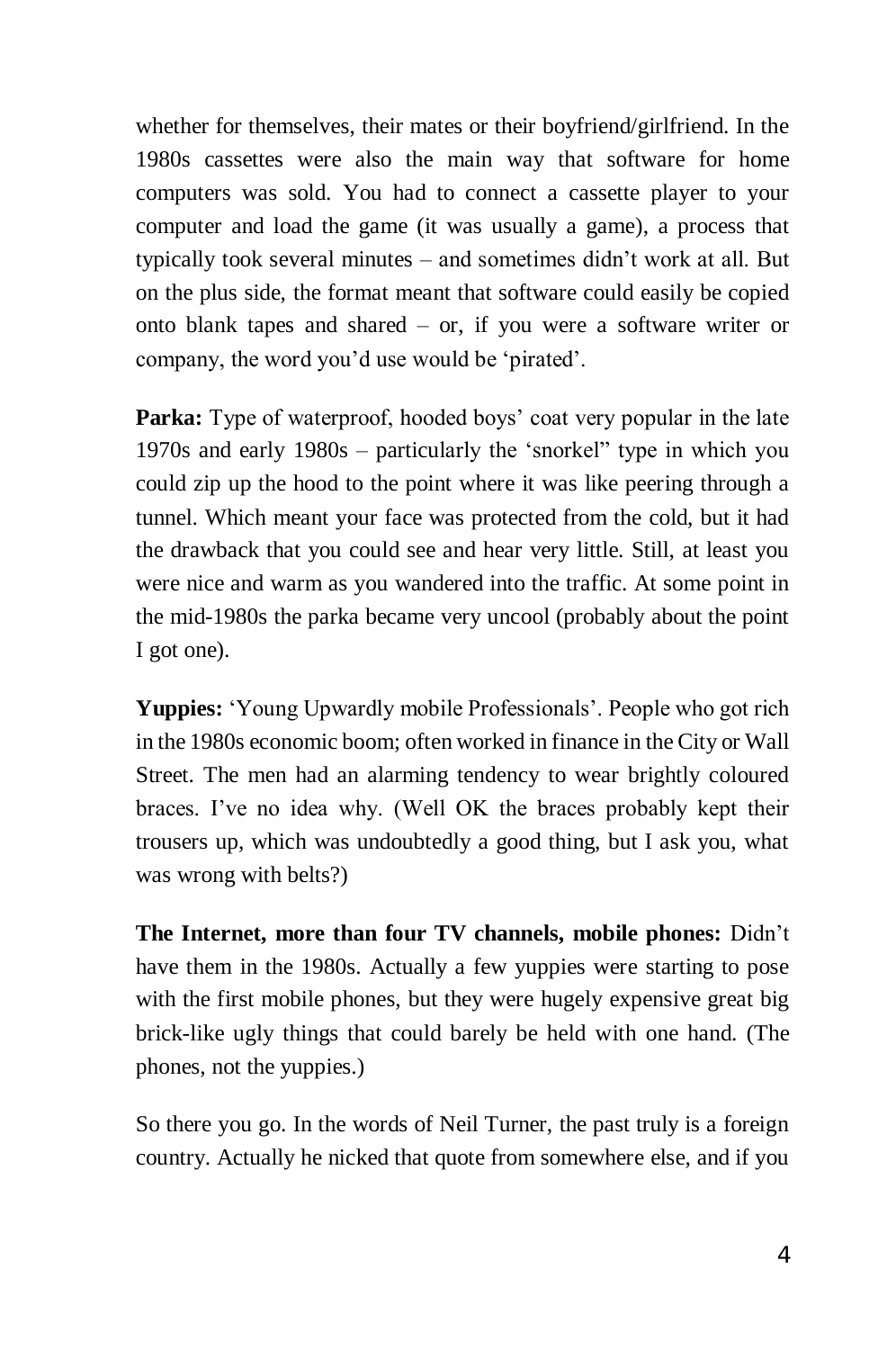whether for themselves, their mates or their boyfriend/girlfriend. In the 1980s cassettes were also the main way that software for home computers was sold. You had to connect a cassette player to your computer and load the game (it was usually a game), a process that typically took several minutes – and sometimes didn't work at all. But on the plus side, the format meant that software could easily be copied onto blank tapes and shared – or, if you were a software writer or company, the word you'd use would be 'pirated'.

**Parka:** Type of waterproof, hooded boys' coat very popular in the late 1970s and early 1980s – particularly the 'snorkel" type in which you could zip up the hood to the point where it was like peering through a tunnel. Which meant your face was protected from the cold, but it had the drawback that you could see and hear very little. Still, at least you were nice and warm as you wandered into the traffic. At some point in the mid-1980s the parka became very uncool (probably about the point I got one).

**Yuppies:** 'Young Upwardly mobile Professionals'. People who got rich in the 1980s economic boom; often worked in finance in the City or Wall Street. The men had an alarming tendency to wear brightly coloured braces. I've no idea why. (Well OK the braces probably kept their trousers up, which was undoubtedly a good thing, but I ask you, what was wrong with belts?)

**The Internet, more than four TV channels, mobile phones:** Didn't have them in the 1980s. Actually a few yuppies were starting to pose with the first mobile phones, but they were hugely expensive great big brick-like ugly things that could barely be held with one hand. (The phones, not the yuppies.)

So there you go. In the words of Neil Turner, the past truly is a foreign country. Actually he nicked that quote from somewhere else, and if you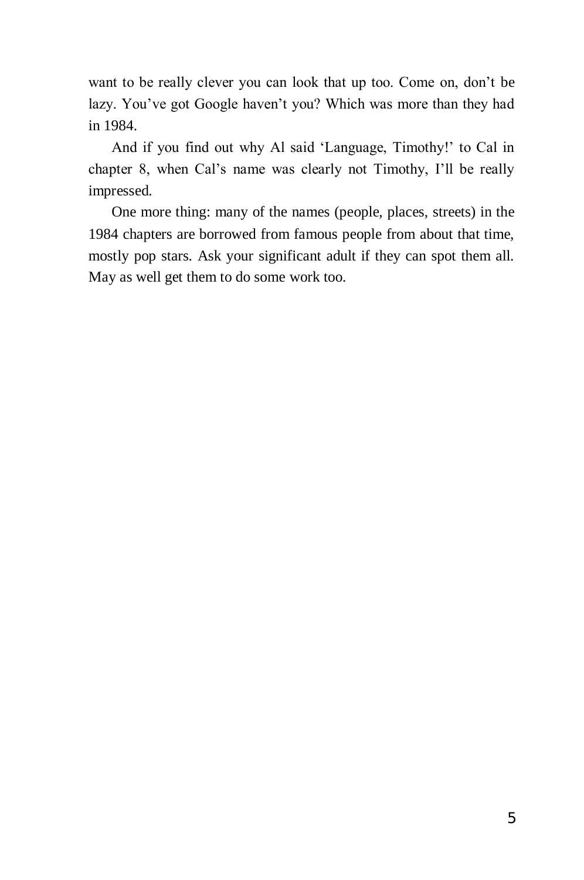want to be really clever you can look that up too. Come on, don't be lazy. You've got Google haven't you? Which was more than they had in 1984.

And if you find out why Al said 'Language, Timothy!' to Cal in chapter 8, when Cal's name was clearly not Timothy, I'll be really impressed.

One more thing: many of the names (people, places, streets) in the 1984 chapters are borrowed from famous people from about that time, mostly pop stars. Ask your significant adult if they can spot them all. May as well get them to do some work too.